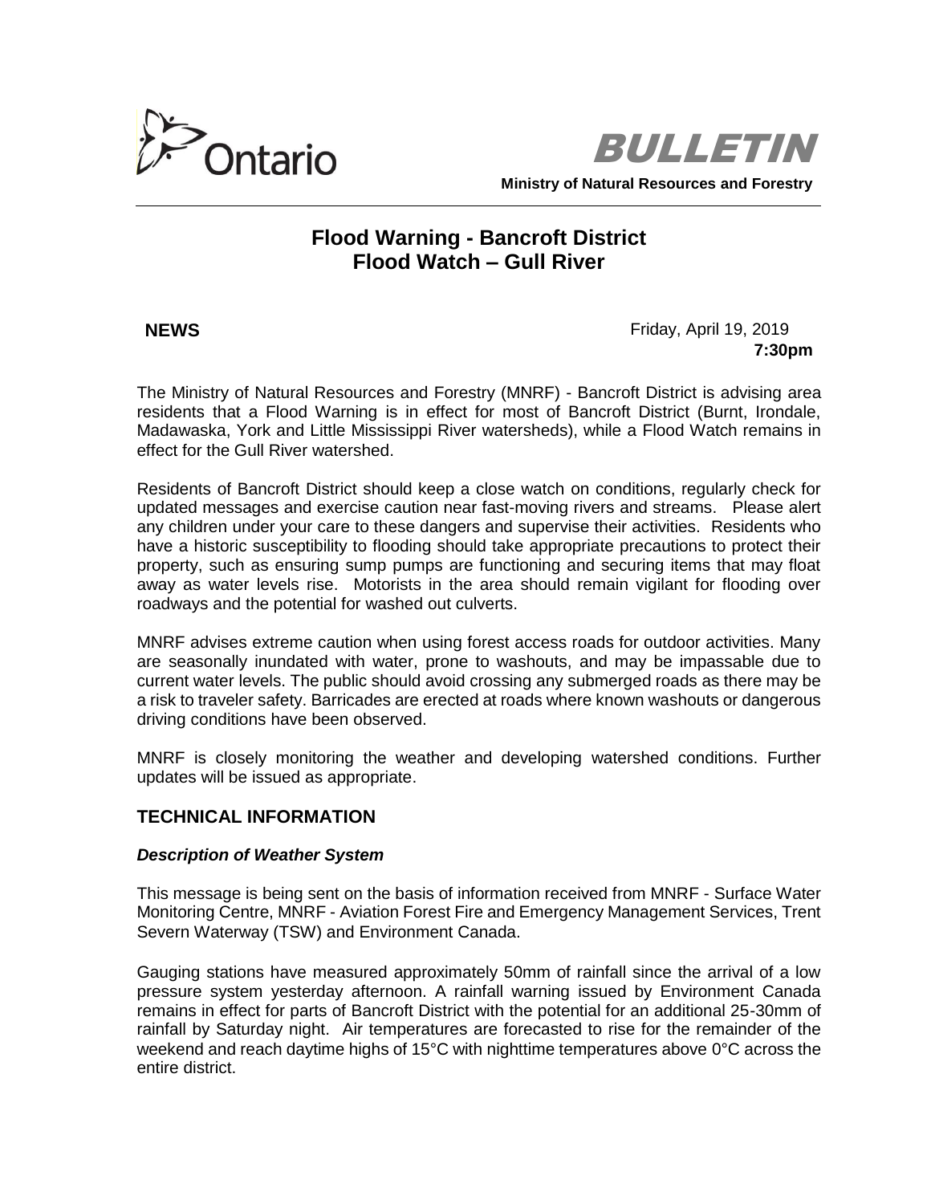Ontario

**BULLETIN**

**Ministry of Natural Resources and Forestry**

# Flood Warning - Bancroft District
# Flood Watch – Gull River

**NEWS**

Friday, April 19, 2019
**7:30pm**

The Ministry of Natural Resources and Forestry (MNRF) - Bancroft District is advising area residents that a Flood Warning is in effect for most of Bancroft District (Burnt, Irondale, Madawaska, York and Little Mississippi River watersheds), while a Flood Watch remains in effect for the Gull River watershed.

Residents of Bancroft District should keep a close watch on conditions, regularly check for updated messages and exercise caution near fast-moving rivers and streams. Please alert any children under your care to these dangers and supervise their activities. Residents who have a historic susceptibility to flooding should take appropriate precautions to protect their property, such as ensuring sump pumps are functioning and securing items that may float away as water levels rise. Motorists in the area should remain vigilant for flooding over roadways and the potential for washed out culverts.

MNRF advises extreme caution when using forest access roads for outdoor activities. Many are seasonally inundated with water, prone to washouts, and may be impassable due to current water levels. The public should avoid crossing any submerged roads as there may be a risk to traveler safety. Barricades are erected at roads where known washouts or dangerous driving conditions have been observed.

MNRF is closely monitoring the weather and developing watershed conditions. Further updates will be issued as appropriate.

## TECHNICAL INFORMATION

### *Description of Weather System*

This message is being sent on the basis of information received from MNRF - Surface Water Monitoring Centre, MNRF - Aviation Forest Fire and Emergency Management Services, Trent Severn Waterway (TSW) and Environment Canada.

Gauging stations have measured approximately 50mm of rainfall since the arrival of a low pressure system yesterday afternoon. A rainfall warning issued by Environment Canada remains in effect for parts of Bancroft District with the potential for an additional 25-30mm of rainfall by Saturday night. Air temperatures are forecasted to rise for the remainder of the weekend and reach daytime highs of 15°C with nighttime temperatures above 0°C across the entire district.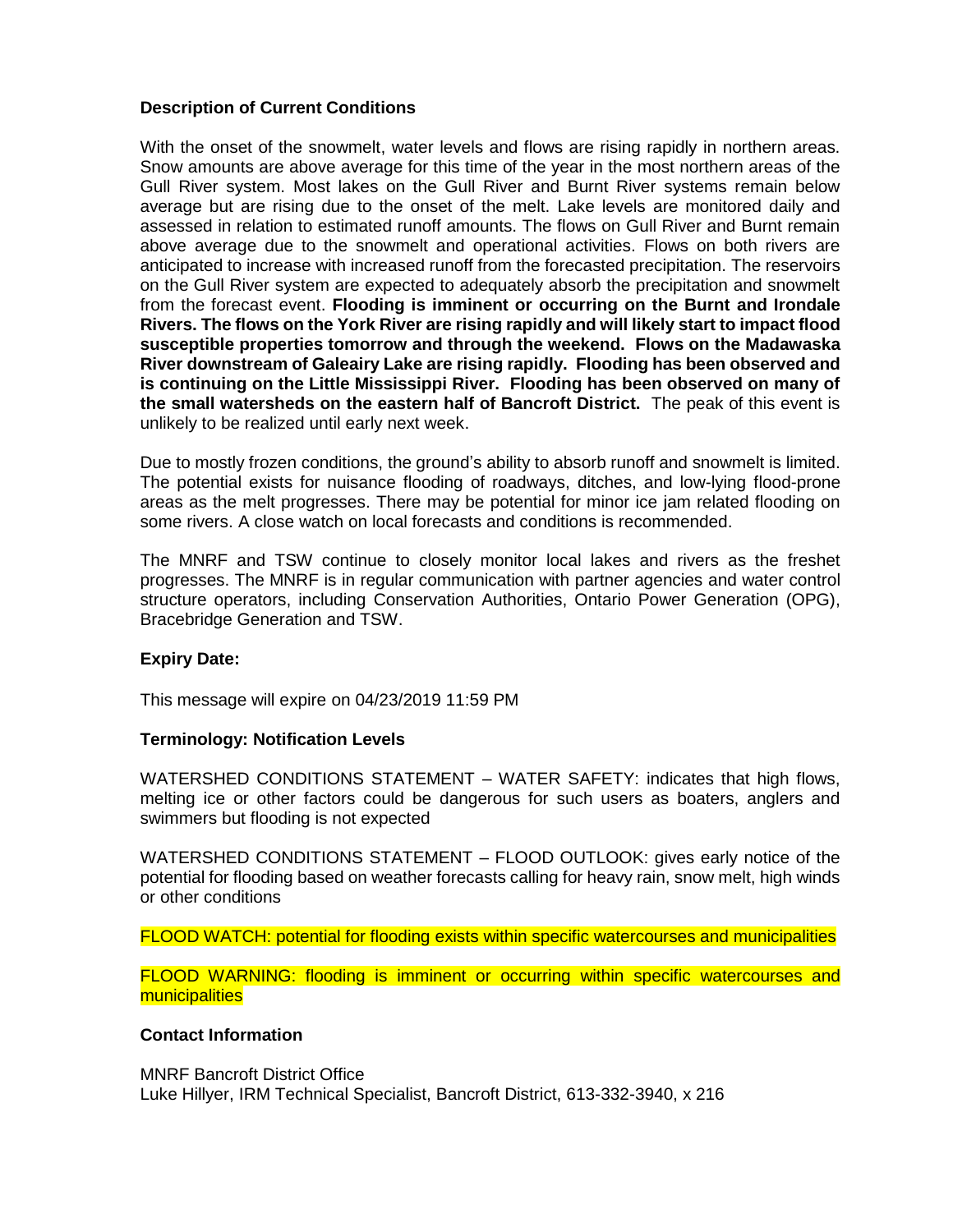**Description of Current Conditions**

With the onset of the snowmelt, water levels and flows are rising rapidly in northern areas. Snow amounts are above average for this time of the year in the most northern areas of the Gull River system. Most lakes on the Gull River and Burnt River systems remain below average but are rising due to the onset of the melt. Lake levels are monitored daily and assessed in relation to estimated runoff amounts. The flows on Gull River and Burnt remain above average due to the snowmelt and operational activities. Flows on both rivers are anticipated to increase with increased runoff from the forecasted precipitation. The reservoirs on the Gull River system are expected to adequately absorb the precipitation and snowmelt from the forecast event. **Flooding is imminent or occurring on the Burnt and Irondale Rivers. The flows on the York River are rising rapidly and will likely start to impact flood susceptible properties tomorrow and through the weekend. Flows on the Madawaska River downstream of Galeairy Lake are rising rapidly. Flooding has been observed and is continuing on the Little Mississippi River. Flooding has been observed on many of the small watersheds on the eastern half of Bancroft District.** The peak of this event is unlikely to be realized until early next week.

Due to mostly frozen conditions, the ground's ability to absorb runoff and snowmelt is limited. The potential exists for nuisance flooding of roadways, ditches, and low-lying flood-prone areas as the melt progresses. There may be potential for minor ice jam related flooding on some rivers. A close watch on local forecasts and conditions is recommended.

The MNRF and TSW continue to closely monitor local lakes and rivers as the freshet progresses. The MNRF is in regular communication with partner agencies and water control structure operators, including Conservation Authorities, Ontario Power Generation (OPG), Bracebridge Generation and TSW.

**Expiry Date:**

This message will expire on 04/23/2019 11:59 PM

**Terminology: Notification Levels**

WATERSHED CONDITIONS STATEMENT – WATER SAFETY: indicates that high flows, melting ice or other factors could be dangerous for such users as boaters, anglers and swimmers but flooding is not expected

WATERSHED CONDITIONS STATEMENT – FLOOD OUTLOOK: gives early notice of the potential for flooding based on weather forecasts calling for heavy rain, snow melt, high winds or other conditions

FLOOD WATCH: potential for flooding exists within specific watercourses and municipalities

FLOOD WARNING: flooding is imminent or occurring within specific watercourses and municipalities

**Contact Information**

MNRF Bancroft District Office
Luke Hillyer, IRM Technical Specialist, Bancroft District, 613-332-3940, x 216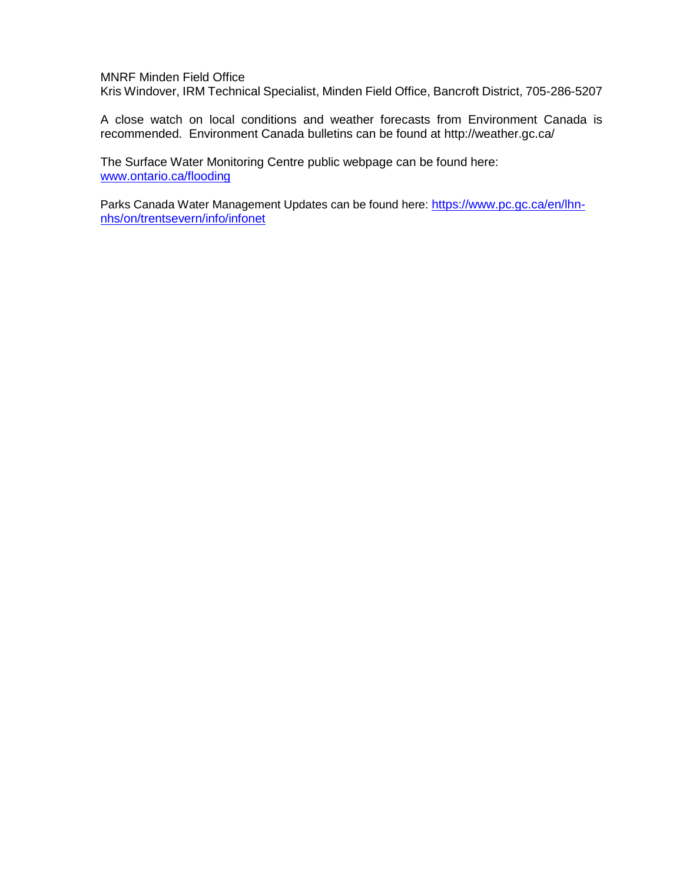MNRF Minden Field Office
Kris Windover, IRM Technical Specialist, Minden Field Office, Bancroft District, 705-286-5207

A close watch on local conditions and weather forecasts from Environment Canada is recommended. Environment Canada bulletins can be found at http://weather.gc.ca/

The Surface Water Monitoring Centre public webpage can be found here:
[www.ontario.ca/flooding](www.ontario.ca/flooding)

Parks Canada Water Management Updates can be found here: [https://www.pc.gc.ca/en/lhn-nhs/on/trentsevern/info/infonet](https://www.pc.gc.ca/en/lhn-nhs/on/trentsevern/info/infonet)